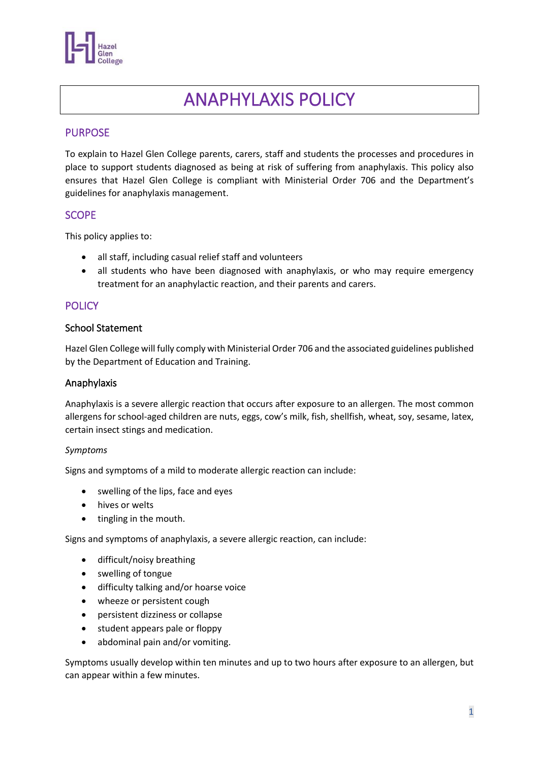# ANAPHYLAXIS POLICY

## PURPOSE

To explain to Hazel Glen College parents, carers, staff and students the processes and procedures in place to support students diagnosed as being at risk of suffering from anaphylaxis. This policy also ensures that Hazel Glen College is compliant with Ministerial Order 706 and the Department's guidelines for anaphylaxis management.

## SCOPE

This policy applies to:

- all staff, including casual relief staff and volunteers
- all students who have been diagnosed with anaphylaxis, or who may require emergency treatment for an anaphylactic reaction, and their parents and carers.

## POLICY

### School Statement

Hazel Glen College will fully comply with Ministerial Order 706 and the associated guidelines published by the Department of Education and Training.

### Anaphylaxis

Anaphylaxis is a severe allergic reaction that occurs after exposure to an allergen. The most common allergens for school-aged children are nuts, eggs, cow's milk, fish, shellfish, wheat, soy, sesame, latex, certain insect stings and medication.

*Symptoms*

Signs and symptoms of a mild to moderate allergic reaction can include:

- swelling of the lips, face and eyes
- hives or welts
- tingling in the mouth.

Signs and symptoms of anaphylaxis, a severe allergic reaction, can include:

- difficult/noisy breathing
- swelling of tongue
- difficulty talking and/or hoarse voice
- wheeze or persistent cough
- persistent dizziness or collapse
- student appears pale or floppy
- abdominal pain and/or vomiting.

Symptoms usually develop within ten minutes and up to two hours after exposure to an allergen, but can appear within a few minutes.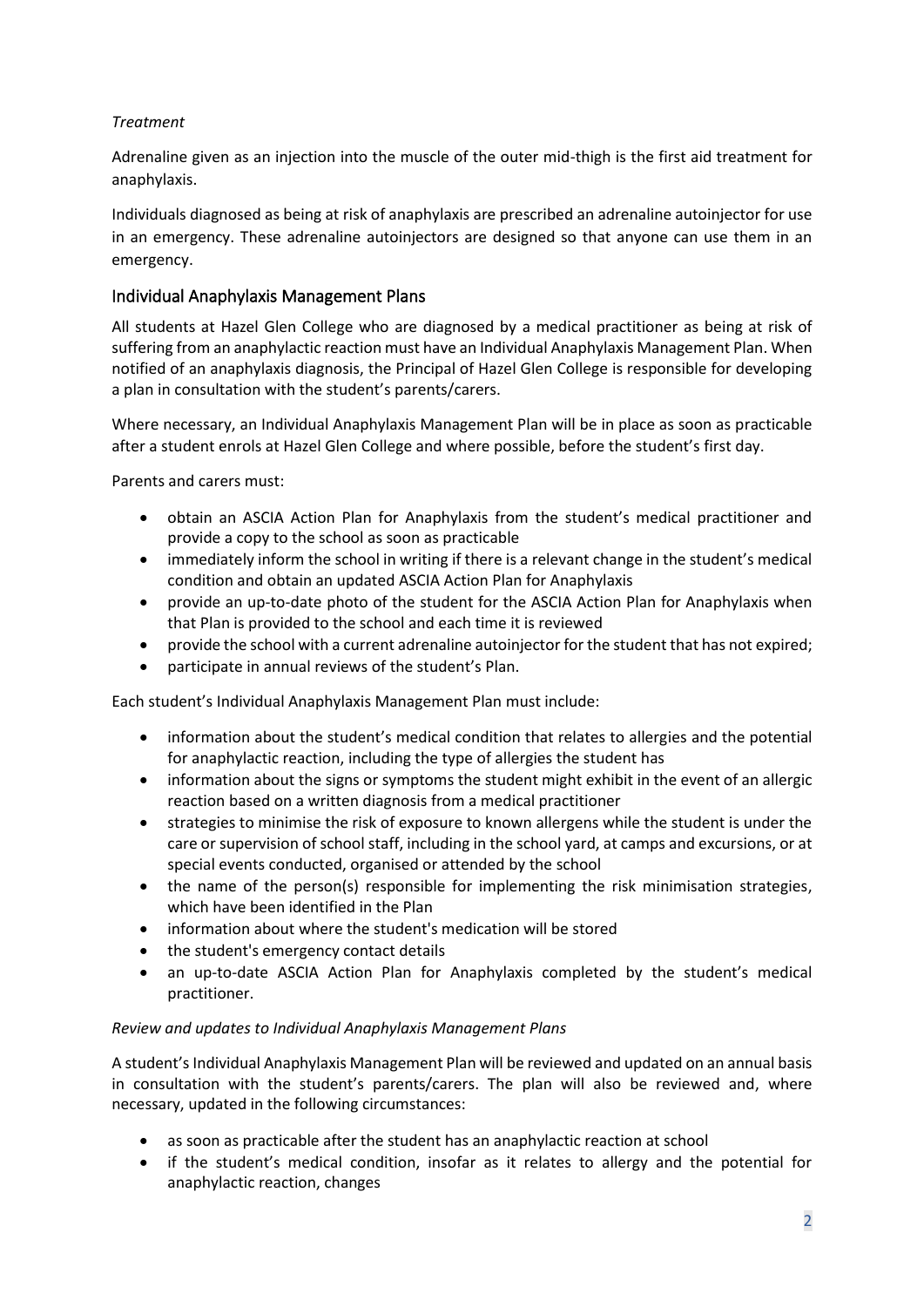*Treatment*

Adrenaline given as an injection into the muscle of the outer mid-thigh is the first aid treatment for anaphylaxis.

Individuals diagnosed as being at risk of anaphylaxis are prescribed an adrenaline autoinjector for use in an emergency. These adrenaline autoinjectors are designed so that anyone can use them in an emergency.

## Individual Anaphylaxis Management Plans

All students at Hazel Glen College who are diagnosed by a medical practitioner as being at risk of suffering from an anaphylactic reaction must have an Individual Anaphylaxis Management Plan. When notified of an anaphylaxis diagnosis, the Principal of Hazel Glen College is responsible for developing a plan in consultation with the student's parents/carers.

Where necessary, an Individual Anaphylaxis Management Plan will be in place as soon as practicable after a student enrols at Hazel Glen College and where possible, before the student's first day.

Parents and carers must:

- obtain an ASCIA Action Plan for Anaphylaxis from the student's medical practitioner and provide a copy to the school as soon as practicable
- immediately inform the school in writing if there is a relevant change in the student's medical condition and obtain an updated ASCIA Action Plan for Anaphylaxis
- provide an up-to-date photo of the student for the ASCIA Action Plan for Anaphylaxis when that Plan is provided to the school and each time it is reviewed
- provide the school with a current adrenaline autoinjector for the student that has not expired;
- participate in annual reviews of the student's Plan.

Each student's Individual Anaphylaxis Management Plan must include:

- information about the student's medical condition that relates to allergies and the potential for anaphylactic reaction, including the type of allergies the student has
- information about the signs or symptoms the student might exhibit in the event of an allergic reaction based on a written diagnosis from a medical practitioner
- strategies to minimise the risk of exposure to known allergens while the student is under the care or supervision of school staff, including in the school yard, at camps and excursions, or at special events conducted, organised or attended by the school
- the name of the person(s) responsible for implementing the risk minimisation strategies, which have been identified in the Plan
- information about where the student's medication will be stored
- the student's emergency contact details
- an up-to-date ASCIA Action Plan for Anaphylaxis completed by the student's medical practitioner.

*Review and updates to Individual Anaphylaxis Management Plans*

A student's Individual Anaphylaxis Management Plan will be reviewed and updated on an annual basis in consultation with the student's parents/carers. The plan will also be reviewed and, where necessary, updated in the following circumstances:

- as soon as practicable after the student has an anaphylactic reaction at school
- if the student's medical condition, insofar as it relates to allergy and the potential for anaphylactic reaction, changes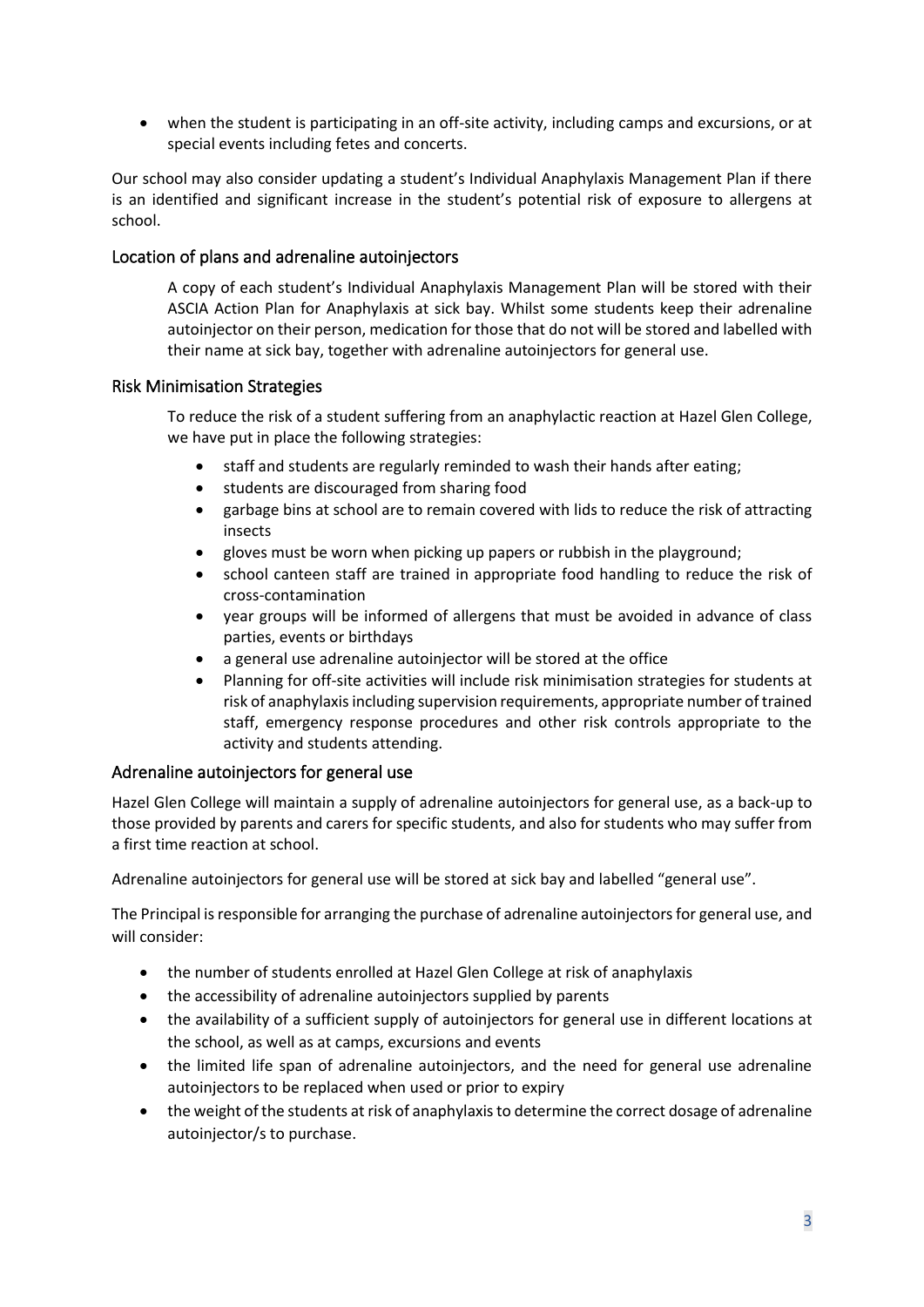- when the student is participating in an off-site activity, including camps and excursions, or at special events including fetes and concerts.

Our school may also consider updating a student's Individual Anaphylaxis Management Plan if there is an identified and significant increase in the student's potential risk of exposure to allergens at school.

## Location of plans and adrenaline autoinjectors

A copy of each student's Individual Anaphylaxis Management Plan will be stored with their ASCIA Action Plan for Anaphylaxis at sick bay. Whilst some students keep their adrenaline autoinjector on their person, medication for those that do not will be stored and labelled with their name at sick bay, together with adrenaline autoinjectors for general use.

## Risk Minimisation Strategies

To reduce the risk of a student suffering from an anaphylactic reaction at Hazel Glen College, we have put in place the following strategies:

- staff and students are regularly reminded to wash their hands after eating;
- students are discouraged from sharing food
- garbage bins at school are to remain covered with lids to reduce the risk of attracting insects
- gloves must be worn when picking up papers or rubbish in the playground;
- school canteen staff are trained in appropriate food handling to reduce the risk of cross-contamination
- year groups will be informed of allergens that must be avoided in advance of class parties, events or birthdays
- a general use adrenaline autoinjector will be stored at the office
- Planning for off-site activities will include risk minimisation strategies for students at risk of anaphylaxis including supervision requirements, appropriate number of trained staff, emergency response procedures and other risk controls appropriate to the activity and students attending.

## Adrenaline autoinjectors for general use

Hazel Glen College will maintain a supply of adrenaline autoinjectors for general use, as a back-up to those provided by parents and carers for specific students, and also for students who may suffer from a first time reaction at school.

Adrenaline autoinjectors for general use will be stored at sick bay and labelled "general use".

The Principal is responsible for arranging the purchase of adrenaline autoinjectors for general use, and will consider:

- the number of students enrolled at Hazel Glen College at risk of anaphylaxis
- the accessibility of adrenaline autoinjectors supplied by parents
- the availability of a sufficient supply of autoinjectors for general use in different locations at the school, as well as at camps, excursions and events
- the limited life span of adrenaline autoinjectors, and the need for general use adrenaline autoinjectors to be replaced when used or prior to expiry
- the weight of the students at risk of anaphylaxis to determine the correct dosage of adrenaline autoinjector/s to purchase.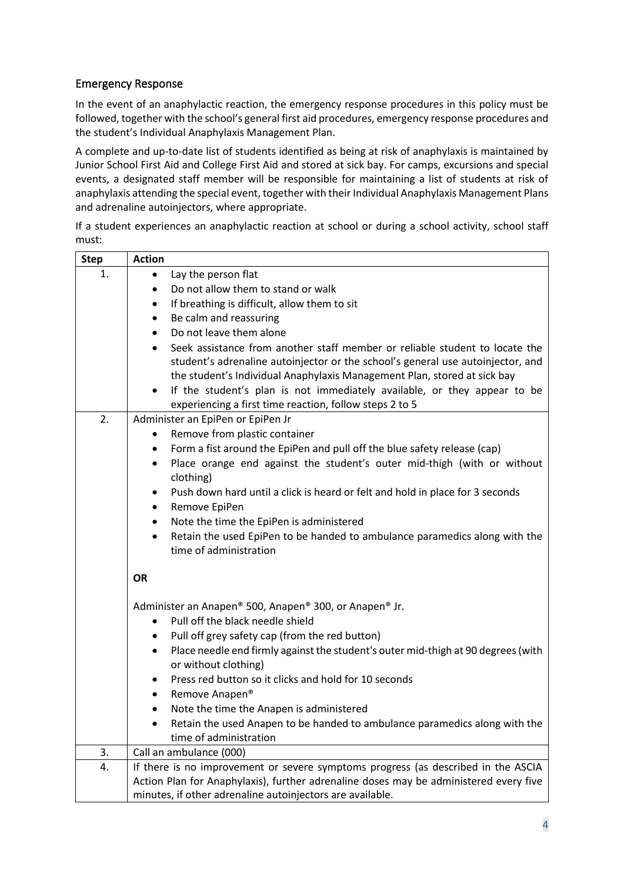## Emergency Response

In the event of an anaphylactic reaction, the emergency response procedures in this policy must be followed, together with the school's general first aid procedures, emergency response procedures and the student's Individual Anaphylaxis Management Plan.

A complete and up-to-date list of students identified as being at risk of anaphylaxis is maintained by Junior School First Aid and College First Aid and stored at sick bay. For camps, excursions and special events, a designated staff member will be responsible for maintaining a list of students at risk of anaphylaxis attending the special event, together with their Individual Anaphylaxis Management Plans and adrenaline autoinjectors, where appropriate.

If a student experiences an anaphylactic reaction at school or during a school activity, school staff must:

| Step | Action |
|---|---|
| 1. | • Lay the person flat<br>• Do not allow them to stand or walk<br>• If breathing is difficult, allow them to sit<br>• Be calm and reassuring<br>• Do not leave them alone<br>• Seek assistance from another staff member or reliable student to locate the student's adrenaline autoinjector or the school's general use autoinjector, and the student's Individual Anaphylaxis Management Plan, stored at sick bay<br>• If the student's plan is not immediately available, or they appear to be experiencing a first time reaction, follow steps 2 to 5 |
| 2. | Administer an EpiPen or EpiPen Jr<br>• Remove from plastic container<br>• Form a fist around the EpiPen and pull off the blue safety release (cap)<br>• Place orange end against the student's outer mid-thigh (with or without clothing)<br>• Push down hard until a click is heard or felt and hold in place for 3 seconds<br>• Remove EpiPen<br>• Note the time the EpiPen is administered<br>• Retain the used EpiPen to be handed to ambulance paramedics along with the time of administration<br><br>**OR**<br><br>Administer an Anapen® 500, Anapen® 300, or Anapen® Jr.<br>• Pull off the black needle shield<br>• Pull off grey safety cap (from the red button)<br>• Place needle end firmly against the student's outer mid-thigh at 90 degrees (with or without clothing)<br>• Press red button so it clicks and hold for 10 seconds<br>• Remove Anapen®<br>• Note the time the Anapen is administered<br>• Retain the used Anapen to be handed to ambulance paramedics along with the time of administration |
| 3. | Call an ambulance (000) |
| 4. | If there is no improvement or severe symptoms progress (as described in the ASCIA Action Plan for Anaphylaxis), further adrenaline doses may be administered every five minutes, if other adrenaline autoinjectors are available. |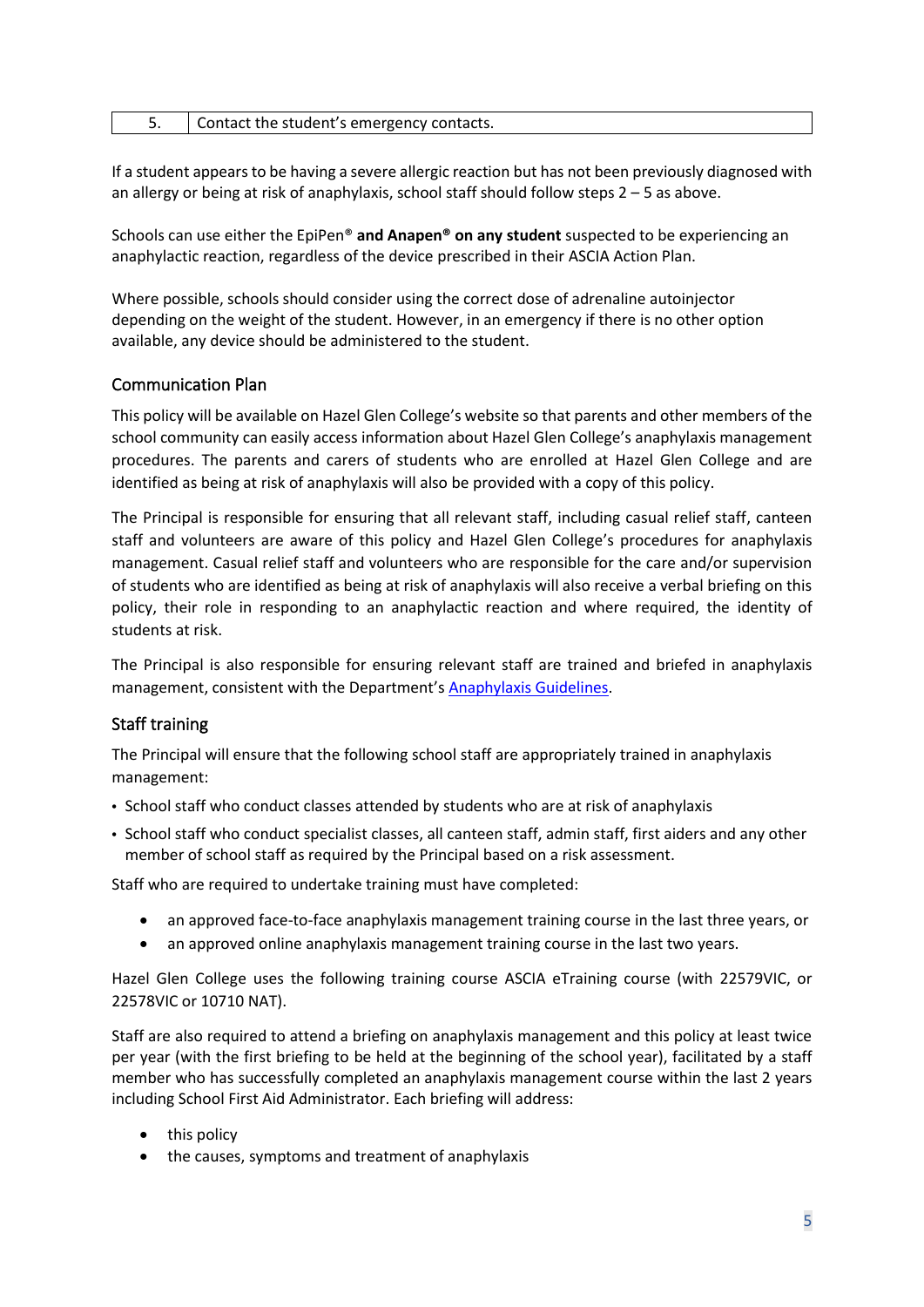| 5. | Contact the student's emergency contacts. |
|---|---|

If a student appears to be having a severe allergic reaction but has not been previously diagnosed with an allergy or being at risk of anaphylaxis, school staff should follow steps 2 – 5 as above.

Schools can use either the EpiPen® **and Anapen® on any student** suspected to be experiencing an anaphylactic reaction, regardless of the device prescribed in their ASCIA Action Plan.

Where possible, schools should consider using the correct dose of adrenaline autoinjector depending on the weight of the student. However, in an emergency if there is no other option available, any device should be administered to the student.

## Communication Plan

This policy will be available on Hazel Glen College's website so that parents and other members of the school community can easily access information about Hazel Glen College's anaphylaxis management procedures. The parents and carers of students who are enrolled at Hazel Glen College and are identified as being at risk of anaphylaxis will also be provided with a copy of this policy.

The Principal is responsible for ensuring that all relevant staff, including casual relief staff, canteen staff and volunteers are aware of this policy and Hazel Glen College's procedures for anaphylaxis management. Casual relief staff and volunteers who are responsible for the care and/or supervision of students who are identified as being at risk of anaphylaxis will also receive a verbal briefing on this policy, their role in responding to an anaphylactic reaction and where required, the identity of students at risk.

The Principal is also responsible for ensuring relevant staff are trained and briefed in anaphylaxis management, consistent with the Department's [Anaphylaxis Guidelines](#).

## Staff training

The Principal will ensure that the following school staff are appropriately trained in anaphylaxis management:

- School staff who conduct classes attended by students who are at risk of anaphylaxis
- School staff who conduct specialist classes, all canteen staff, admin staff, first aiders and any other member of school staff as required by the Principal based on a risk assessment.

Staff who are required to undertake training must have completed:

- an approved face-to-face anaphylaxis management training course in the last three years, or
- an approved online anaphylaxis management training course in the last two years.

Hazel Glen College uses the following training course ASCIA eTraining course (with 22579VIC, or 22578VIC or 10710 NAT).

Staff are also required to attend a briefing on anaphylaxis management and this policy at least twice per year (with the first briefing to be held at the beginning of the school year), facilitated by a staff member who has successfully completed an anaphylaxis management course within the last 2 years including School First Aid Administrator. Each briefing will address:

- this policy
- the causes, symptoms and treatment of anaphylaxis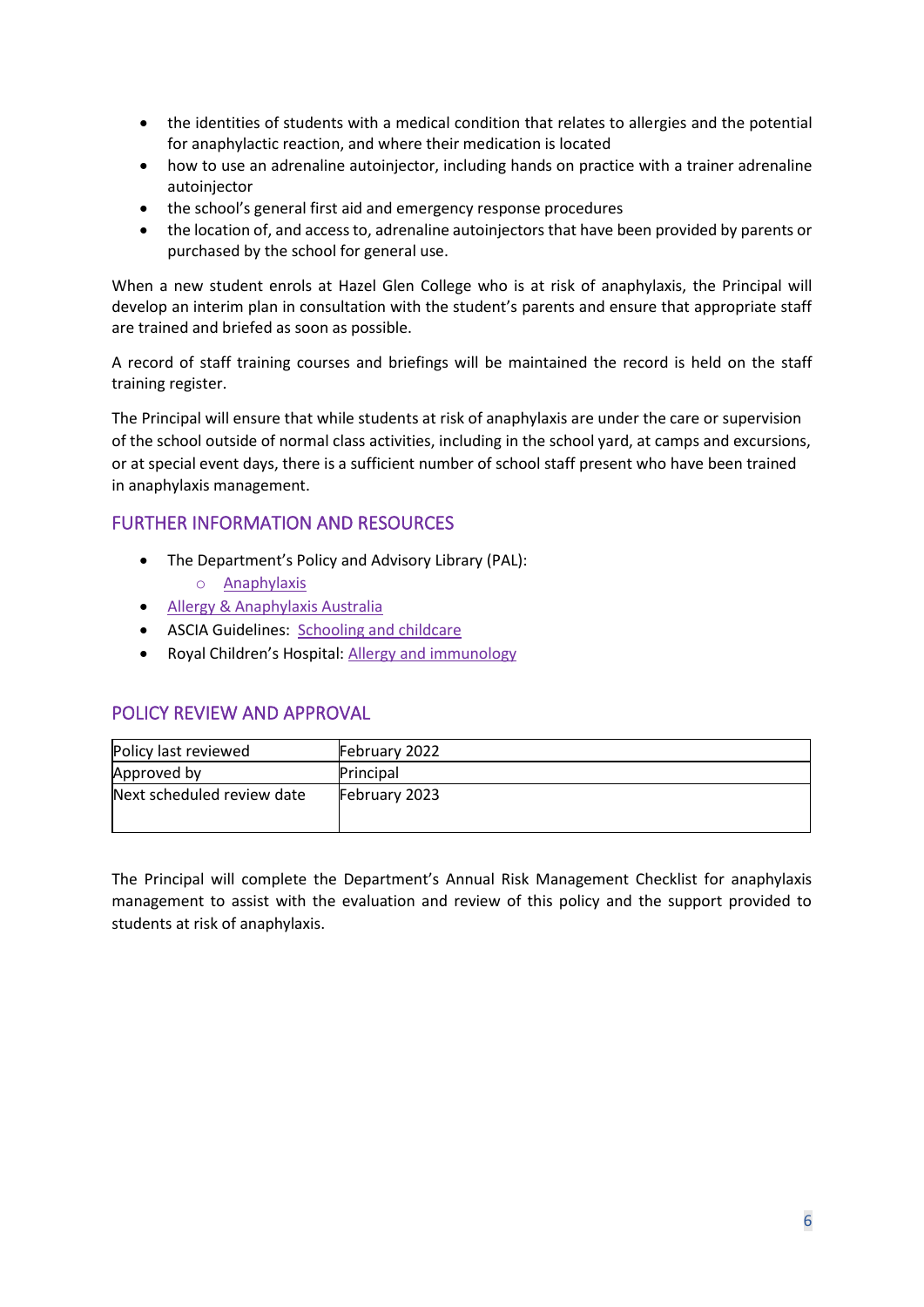- the identities of students with a medical condition that relates to allergies and the potential for anaphylactic reaction, and where their medication is located
- how to use an adrenaline autoinjector, including hands on practice with a trainer adrenaline autoinjector
- the school's general first aid and emergency response procedures
- the location of, and access to, adrenaline autoinjectors that have been provided by parents or purchased by the school for general use.

When a new student enrols at Hazel Glen College who is at risk of anaphylaxis, the Principal will develop an interim plan in consultation with the student's parents and ensure that appropriate staff are trained and briefed as soon as possible.

A record of staff training courses and briefings will be maintained the record is held on the staff training register.

The Principal will ensure that while students at risk of anaphylaxis are under the care or supervision of the school outside of normal class activities, including in the school yard, at camps and excursions, or at special event days, there is a sufficient number of school staff present who have been trained in anaphylaxis management.

## FURTHER INFORMATION AND RESOURCES

- The Department's Policy and Advisory Library (PAL):
  - Anaphylaxis
- Allergy & Anaphylaxis Australia
- ASCIA Guidelines: Schooling and childcare
- Royal Children's Hospital: Allergy and immunology

## POLICY REVIEW AND APPROVAL

| | |
|---|---|
| Policy last reviewed | February 2022 |
| Approved by | Principal |
| Next scheduled review date | February 2023 |

The Principal will complete the Department's Annual Risk Management Checklist for anaphylaxis management to assist with the evaluation and review of this policy and the support provided to students at risk of anaphylaxis.